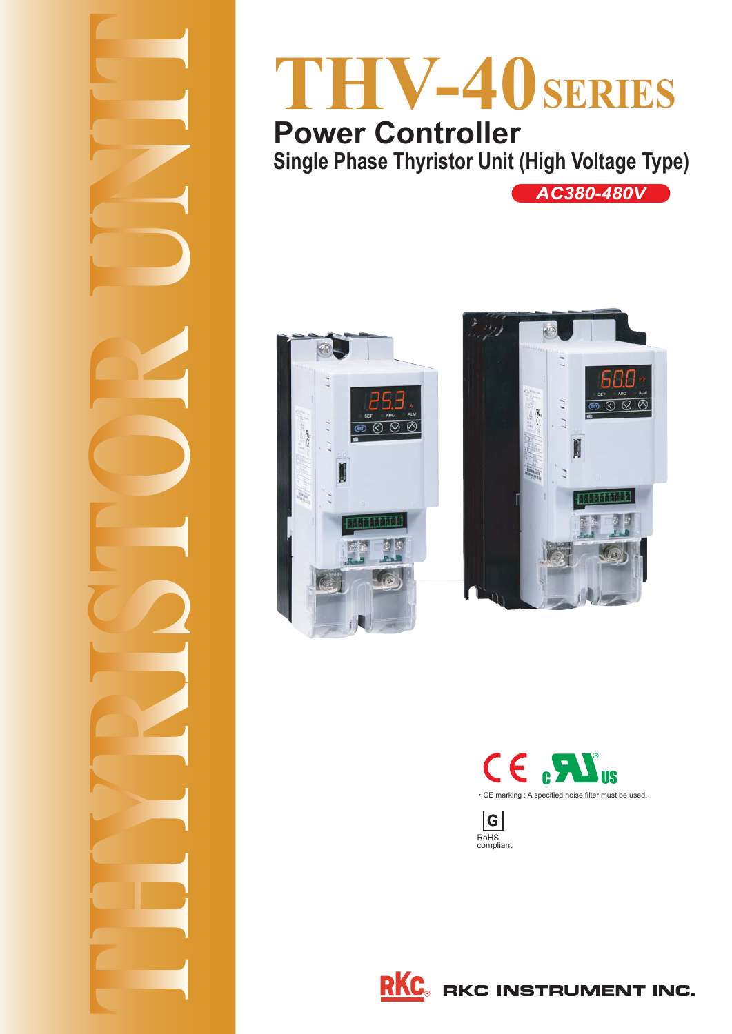# THV-40 SERIES

## Power Controller

### Single Phase Thyristor Unit (High Voltage Type)

*AC380-480V*

• CE marking : A specified noise filter must be used.

RoHS compliant

RKC INSTRUMENT INC.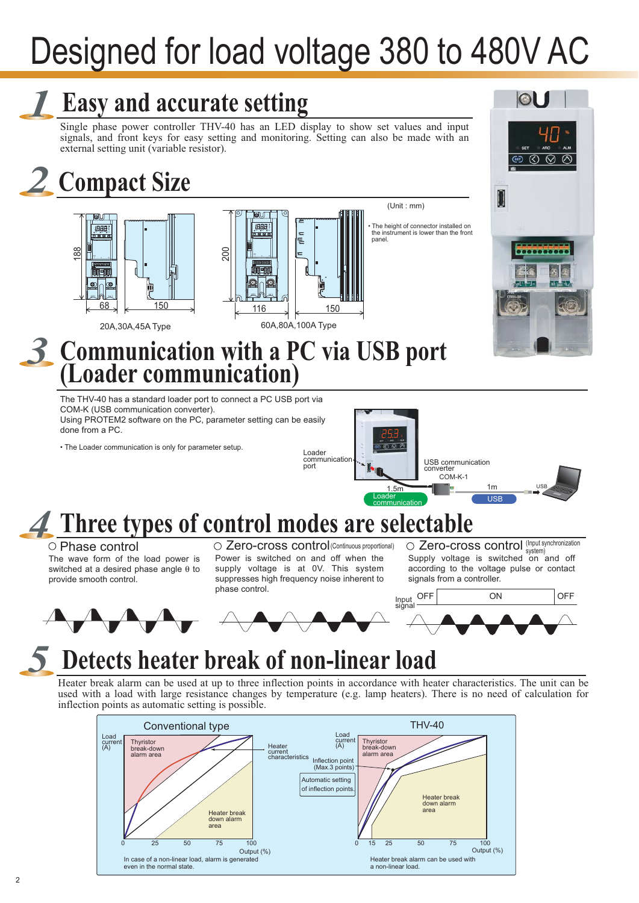# Designed for load voltage 380 to 480V AC

## 1 Easy and accurate setting

Single phase power controller THV-40 has an LED display to show set values and input signals, and front keys for easy setting and monitoring. Setting can also be made with an external setting unit (variable resistor).

## 2 Compact Size

(Unit : mm)

• The height of connector installed on the instrument is lower than the front panel.

20A,30A,45A Type: 188 × 68 × 150

60A,80A,100A Type: 200 × 116 × 150

## 3 Communication with a PC via USB port (Loader communication)

The THV-40 has a standard loader port to connect a PC USB port via COM-K (USB communication converter).
Using PROTEM2 software on the PC, parameter setting can be easily done from a PC.

• The Loader communication is only for parameter setup.

Loader communication port — 1.5m (Loader communication) — USB communication converter COM-K-1 — 1m (USB) — USB

## 4 Three types of control modes are selectable

**○ Phase control**

The wave form of the load power is switched at a desired phase angle θ to provide smooth control.

**○ Zero-cross control** (Continuous proportional)

Power is switched on and off when the supply voltage is at 0V. This system suppresses high frequency noise inherent to phase control.

**○ Zero-cross control** (Input synchronization system)

Supply voltage is switched on and off according to the voltage pulse or contact signals from a controller.

Input signal: OFF | ON | OFF

## 5 Detects heater break of non-linear load

Heater break alarm can be used at up to three inflection points in accordance with heater characteristics. The unit can be used with a load with large resistance changes by temperature (e.g. lamp heaters). There is no need of calculation for inflection points as automatic setting is possible.

**Conventional type**

Load current (A) / Output (%); Thyristor break-down alarm area; Heater break down alarm area; Heater current characteristics

In case of a non-linear load, alarm is generated even in the normal state.

**THV-40**

Load current (A) / Output (%); Thyristor break-down alarm area; Heater break down alarm area; Inflection point (Max.3 points); Automatic setting of inflection points.

Heater break alarm can be used with a non-linear load.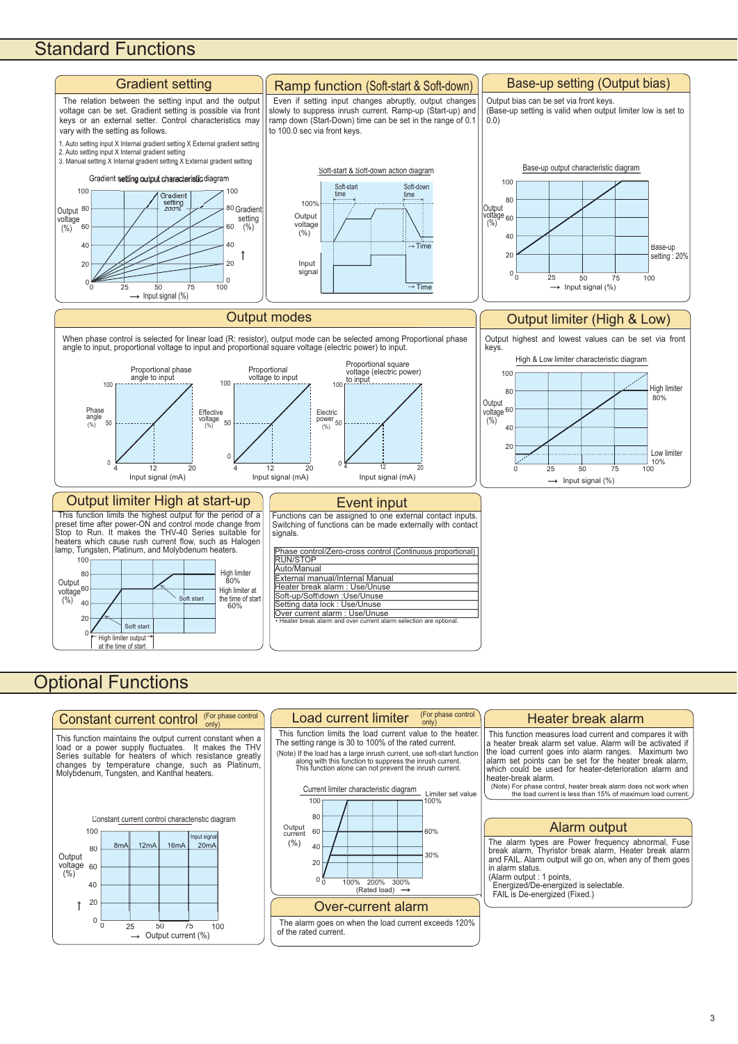# Standard Functions

## Gradient setting

The relation between the setting input and the output voltage can be set. Gradient setting is possible via front keys or an external setter. Control characteristics may vary with the setting as follows.

1. Auto setting input X Internal gradient setting X External gradient setting
2. Auto setting input X Internal gradient setting
3. Manual setting X Internal gradient setting X External gradient setting

Gradient setting output characteristic diagram

## Ramp function (Soft-start & Soft-down)

Even if setting input changes abruptly, output changes slowly to suppress inrush current. Ramp-up (Start-up) and ramp down (Start-Down) time can be set in the range of 0.1 to 100.0 sec via front keys.

Soft-start & Soft-down action diagram

## Base-up setting (Output bias)

Output bias can be set via front keys.
(Base-up setting is valid when output limiter low is set to 0.0)

Base-up output characteristic diagram

## Output modes

When phase control is selected for linear load (R: resistor), output mode can be selected among Proportional phase angle to input, proportional voltage to input and proportional square voltage (electric power) to input.

## Output limiter (High & Low)

Output highest and lowest values can be set via front keys.

High & Low limiter characteristic diagram

## Output limiter High at start-up

This function limits the highest output for the period of a preset time after power-ON and control mode change from Stop to Run. It makes the THV-40 Series suitable for heaters which cause rush current flow, such as Halogen lamp, Tungsten, Platinum, and Molybdenum heaters.

## Event input

Functions can be assigned to one external contact inputs. Switching of functions can be made externally with contact signals.

| |
|---|
| Phase control/Zero-cross control (Continuous proportional) |
| RUN/STOP |
| Auto/Manual |
| External manual/Internal Manual |
| Heater break alarm : Use/Unuse |
| Soft-up/Soft\down :Use/Unuse |
| Setting data lock : Use/Unuse |
| Over current alarm : Use/Unuse |

• Heater break alarm and over current alarm selection are optional.

# Optional Functions

## Constant current control (For phase control only)

This function maintains the output current constant when a load or a power supply fluctuates. It makes the THV Series suitable for heaters of which resistance greatly changes by temperature change, such as Platinum, Molybdenum, Tungsten, and Kanthal heaters.

Constant current control characteristic diagram

## Load current limiter (For phase control only)

This function limits the load current value to the heater. The setting range is 30 to 100% of the rated current.

(Note) If the load has a large inrush current, use soft-start function along with this function to suppress the inrush current. This function alone can not prevent the inrush current.

Current limiter characteristic diagram

## Over-current alarm

The alarm goes on when the load current exceeds 120% of the rated current.

## Heater break alarm

This function measures load current and compares it with a heater break alarm set value. Alarm will be activated if the load current goes into alarm ranges. Maximum two alarm set points can be set for the heater break alarm, which could be used for heater-deterioration alarm and heater-break alarm.

(Note) For phase control, heater break alarm does not work when the load current is less than 15% of maximum load current.

## Alarm output

The alarm types are Power frequency abnormal, Fuse break alarm, Thyristor break alarm, Heater break alarm and FAIL. Alarm output will go on, when any of them goes in alarm status.

(Alarm output : 1 points,
Energized/De-energized is selectable.
FAIL is De-energized (Fixed.)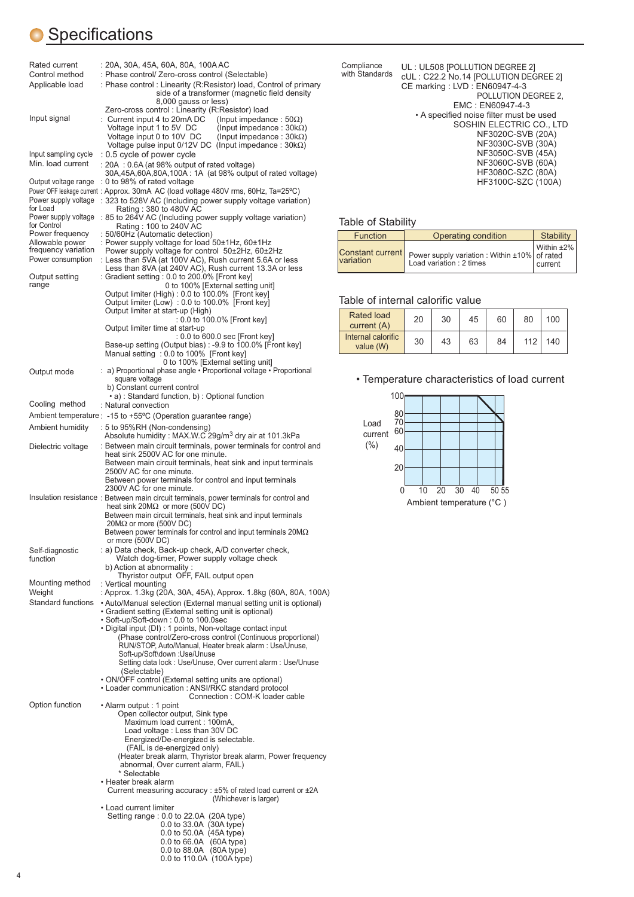# Specifications

Rated current : 20A, 30A, 45A, 60A, 80A, 100A AC

Control method : Phase control/ Zero-cross control (Selectable)

Applicable load : Phase control : Linearity (R:Resistor) load, Control of primary side of a transformer (magnetic field density 8,000 gauss or less)
Zero-cross control : Linearity (R:Resistor) load

Input signal : Current input 4 to 20mA DC (Input impedance : 50Ω)
Voltage input 1 to 5V DC (Input impedance : 30kΩ)
Voltage input 0 to 10V DC (Input impedance : 30kΩ)
Voltage pulse input 0/12V DC (Input impedance : 30kΩ)

Input sampling cycle : 0.5 cycle of power cycle

Min. load current : 20A : 0.6A (at 98% output of rated voltage)
30A,45A,60A,80A,100A : 1A (at 98% output of rated voltage)

Output voltage range : 0 to 98% of rated voltage

Power OFF leakage current : Approx. 30mA AC (load voltage 480V rms, 60Hz, Ta=25ºC)

Power supply voltage for Load : 323 to 528V AC (Including power supply voltage variation)
Rating : 380 to 480V AC

Power supply voltage for Control : 85 to 264V AC (Including power supply voltage variation)
Rating : 100 to 240V AC

Power frequency : 50/60Hz (Automatic detection)

Allowable power frequency variation : Power supply voltage for load 50±1Hz, 60±1Hz
Power supply voltage for control 50±2Hz, 60±2Hz

Power consumption : Less than 5VA (at 100V AC), Rush current 5.6A or less
Less than 8VA (at 240V AC), Rush current 13.3A or less

Output setting range : Gradient setting : 0.0 to 200.0% [Front key]
0 to 100% [External setting unit]
Output limiter (High) : 0.0 to 100.0% [Front key]
Output limiter (Low) : 0.0 to 100.0% [Front key]
Output limiter at start-up (High)
: 0.0 to 100.0% [Front key]
Output limiter time at start-up
: 0.0 to 600.0 sec [Front key]
Base-up setting (Output bias) : -9.9 to 100.0% [Front key]
Manual setting : 0.0 to 100% [Front key]
0 to 100% [External setting unit]

Output mode : a) Proportional phase angle • Proportional voltage • Proportional square voltage
b) Constant current control
• a) : Standard function, b) : Optional function

Cooling method : Natural convection

Ambient temperature : -15 to +55ºC (Operation guarantee range)

Ambient humidity : 5 to 95%RH (Non-condensing)
Absolute humidity : MAX.W.C 29g/m$^3$ dry air at 101.3kPa

Dielectric voltage : Between main circuit terminals, power terminals for control and heat sink 2500V AC for one minute.
Between main circuit terminals, heat sink and input terminals 2500V AC for one minute.
Between power terminals for control and input terminals 2300V AC for one minute.

Insulation resistance : Between main circuit terminals, power terminals for control and heat sink 20MΩ or more (500V DC)
Between main circuit terminals, heat sink and input terminals 20MΩ or more (500V DC)
Between power terminals for control and input terminals 20MΩ or more (500V DC)

Self-diagnostic function : a) Data check, Back-up check, A/D converter check, Watch dog-timer, Power supply voltage check
b) Action at abnormality :
Thyristor output OFF, FAIL output open

Mounting method : Vertical mounting

Weight : Approx. 1.3kg (20A, 30A, 45A), Approx. 1.8kg (60A, 80A, 100A)

Standard functions
- Auto/Manual selection (External manual setting unit is optional)
- Gradient setting (External setting unit is optional)
- Soft-up/Soft-down : 0.0 to 100.0sec
- Digital input (DI) : 1 points, Non-voltage contact input
  (Phase control/Zero-cross control (Continuous proportional) RUN/STOP, Auto/Manual, Heater break alarm : Use/Unuse, Soft-up/Soft\down :Use/Unuse
  Setting data lock : Use/Unuse, Over current alarm : Use/Unuse (Selectable)
- ON/OFF control (External setting units are optional)
- Loader communication : ANSI/RKC standard protocol
  Connection : COM-K loader cable

Option function
- Alarm output : 1 point
  Open collector output, Sink type
  Maximum load current : 100mA,
  Load voltage : Less than 30V DC
  Energized/De-energized is selectable.
  (FAIL is de-energized only)
  (Heater break alarm, Thyristor break alarm, Power frequency abnormal, Over current alarm, FAIL)
  * Selectable
- Heater break alarm
  Current measuring accuracy : ±5% of rated load current or ±2A (Whichever is larger)
- Load current limiter
  Setting range : 0.0 to 22.0A (20A type)
  0.0 to 33.0A (30A type)
  0.0 to 50.0A (45A type)
  0.0 to 66.0A (60A type)
  0.0 to 88.0A (80A type)
  0.0 to 110.0A (100A type)

Compliance with Standards
UL : UL508 [POLLUTION DEGREE 2]
cUL : C22.2 No.14 [POLLUTION DEGREE 2]
CE marking : LVD : EN60947-4-3
POLLUTION DEGREE 2,
EMC : EN60947-4-3
• A specified noise filter must be used
SOSHIN ELECTRIC CO., LTD
NF3020C-SVB (20A)
NF3030C-SVB (30A)
NF3050C-SVB (45A)
NF3060C-SVB (60A)
HF3080C-SZC (80A)
HF3100C-SZC (100A)

## Table of Stability

| Function | Operating condition | Stability |
|---|---|---|
| Constant current variation | Power supply variation : Within ±10% Load variation : 2 times | Within ±2% of rated current |

## Table of internal calorific value

| Rated load current (A) | 20 | 30 | 45 | 60 | 80 | 100 |
|---|---|---|---|---|---|---|
| Internal calorific value (W) | 30 | 43 | 63 | 84 | 112 | 140 |

• Temperature characteristics of load current

Load current (%) vs. Ambient temperature (°C)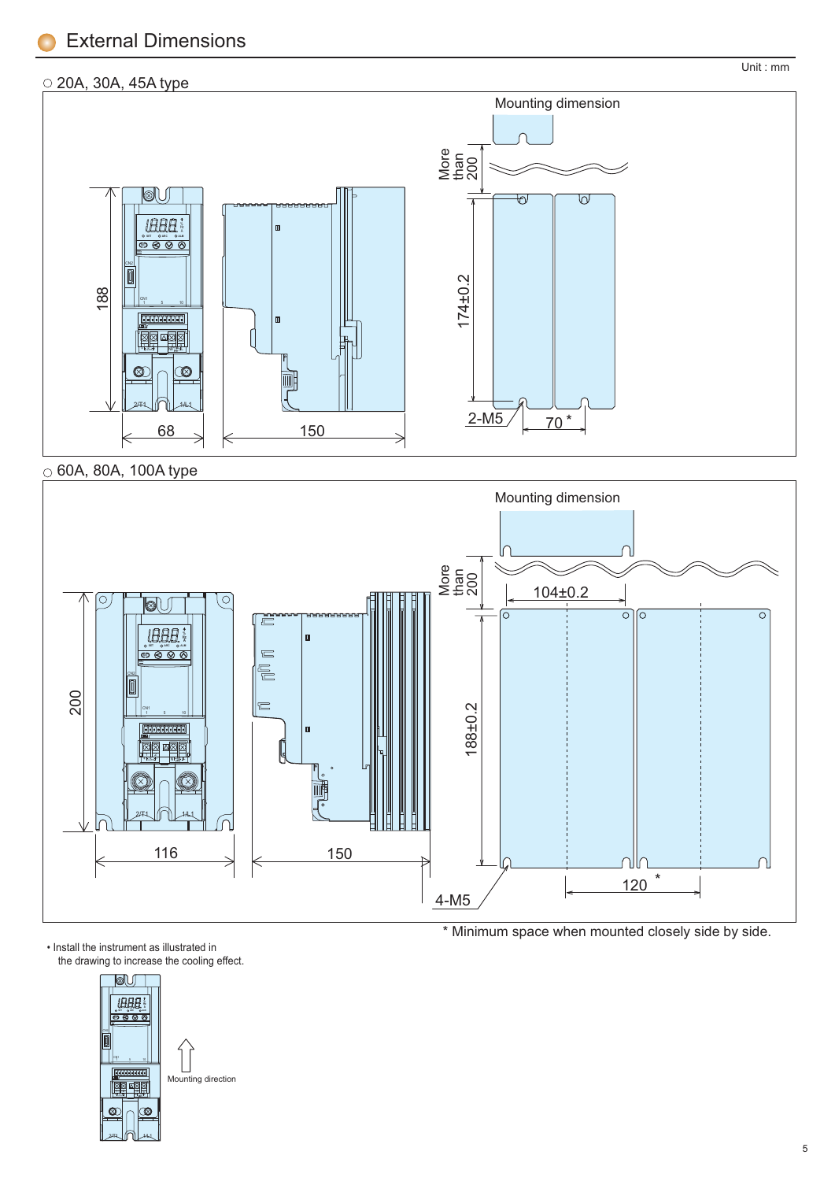## External Dimensions

Unit : mm

○ 20A, 30A, 45A type

Mounting dimension

More than 200

174±0.2

188

68

150

2-M5

70 *

○ 60A, 80A, 100A type

Mounting dimension

More than 200

104±0.2

188±0.2

200

116

150

4-M5

120 *

\* Minimum space when mounted closely side by side.

- Install the instrument as illustrated in the drawing to increase the cooling effect.

Mounting direction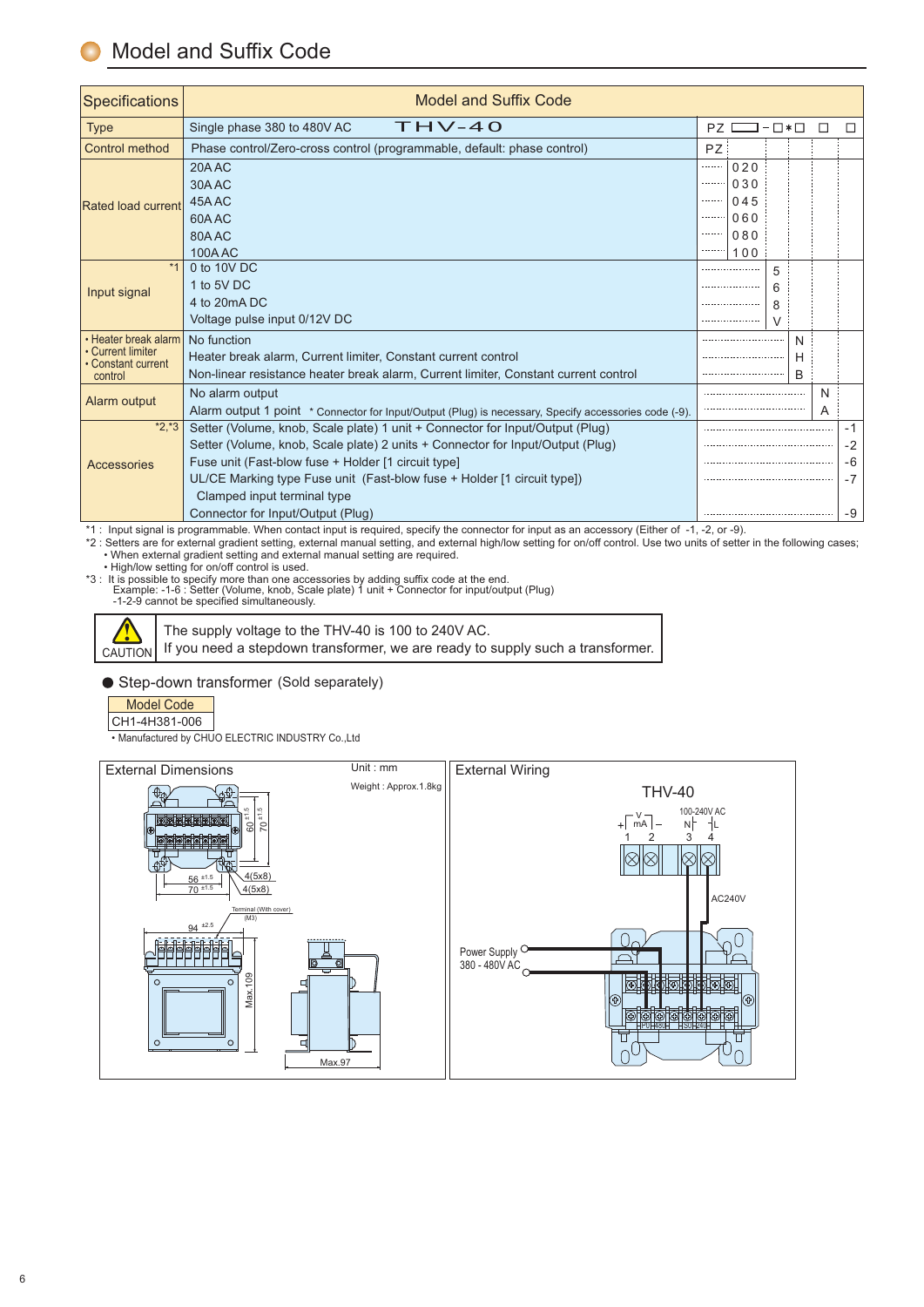## Model and Suffix Code

| Specifications | Model and Suffix Code | | | | | | |
|---|---|---|---|---|---|---|---|
| Type | Single phase 380 to 480V AC THV-40 | PZ | ☐ | -☐ | *☐ | ☐ | ☐ |
| Control method | Phase control/Zero-cross control (programmable, default: phase control) | PZ | | | | | |
| Rated load current | 20A AC | | 020 | | | | |
| | 30A AC | | 030 | | | | |
| | 45A AC | | 045 | | | | |
| | 60A AC | | 060 | | | | |
| | 80A AC | | 080 | | | | |
| | 100A AC | | 100 | | | | |
| Input signal *1 | 0 to 10V DC | | | 5 | | | |
| | 1 to 5V DC | | | 6 | | | |
| | 4 to 20mA DC | | | 8 | | | |
| | Voltage pulse input 0/12V DC | | | V | | | |
| • Heater break alarm • Current limiter • Constant current control | No function | | | | N | | |
| | Heater break alarm, Current limiter, Constant current control | | | | H | | |
| | Non-linear resistance heater break alarm, Current limiter, Constant current control | | | | B | | |
| Alarm output | No alarm output | | | | | N | |
| | Alarm output 1 point * Connector for Input/Output (Plug) is necessary, Specify accessories code (-9). | | | | | A | |
| Accessories *2,*3 | Setter (Volume, knob, Scale plate) 1 unit + Connector for Input/Output (Plug) | | | | | | -1 |
| | Setter (Volume, knob, Scale plate) 2 units + Connector for Input/Output (Plug) | | | | | | -2 |
| | Fuse unit (Fast-blow fuse + Holder [1 circuit type] | | | | | | -6 |
| | UL/CE Marking type Fuse unit (Fast-blow fuse + Holder [1 circuit type]) Clamped input terminal type | | | | | | -7 |
| | Connector for Input/Output (Plug) | | | | | | -9 |

*1 : Input signal is programmable. When contact input is required, specify the connector for input as an accessory (Either of -1, -2, or -9).
*2 : Setters are for external gradient setting, external manual setting, and external high/low setting for on/off control. Use two units of setter in the following cases;
• When external gradient setting and external manual setting are required.
• High/low setting for on/off control is used.
*3 : It is possible to specify more than one accessories by adding suffix code at the end.
Example: -1-6 : Setter (Volume, knob, Scale plate) 1 unit + Connector for input/output (Plug)
-1-2-9 cannot be specified simultaneously.

> **CAUTION**
> The supply voltage to the THV-40 is 100 to 240V AC.
> If you need a stepdown transformer, we are ready to supply such a transformer.

● Step-down transformer (Sold separately)

| Model Code |
|---|
| CH1-4H381-006 |

• Manufactured by CHUO ELECTRIC INDUSTRY Co.,Ltd

### External Dimensions

Unit : mm

Weight : Approx.1.8kg

60 ±1.5, 70 ±1.5, 56 ±1.5, 70 ±1.5, 4(5x8), 4(5x8), Terminal (With cover) (M3), 94 ±2.5, Max.109, Max.97

### External Wiring

THV-40

100-240V AC

+ V mA − 1 2, N L 3 4

AC240V

Power Supply 380 - 480V AC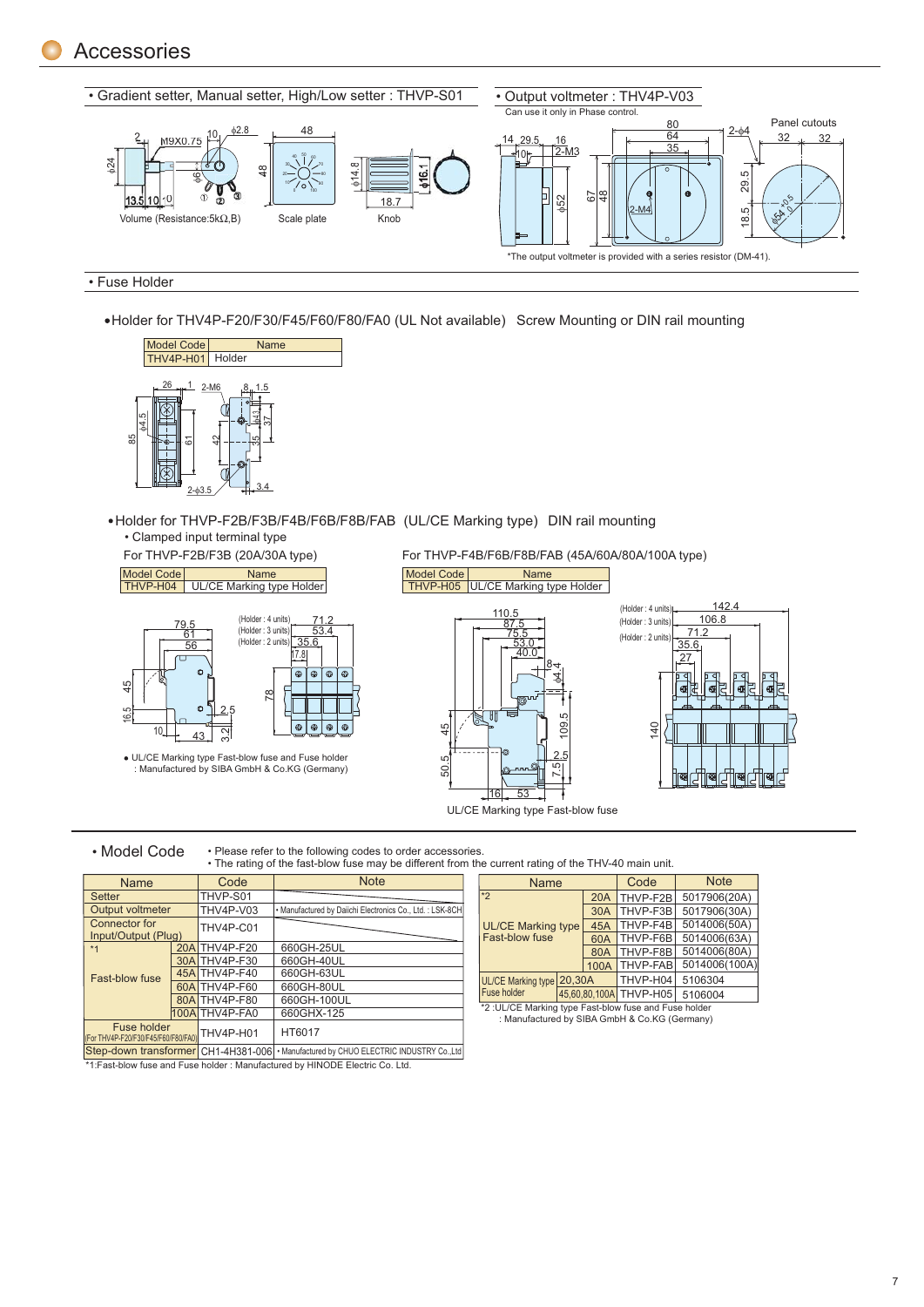# Accessories

• Gradient setter, Manual setter, High/Low setter : THVP-S01

Volume (Resistance:5kΩ,B)　Scale plate　Knob

• Output voltmeter : THV4P-V03

Can use it only in Phase control.

Panel cutouts

*The output voltmeter is provided with a series resistor (DM-41).

• Fuse Holder

• Holder for THV4P-F20/F30/F45/F60/F80/FA0 (UL Not available)　Screw Mounting or DIN rail mounting

| Model Code | Name |
|---|---|
| THV4P-H01 | Holder |

• Holder for THVP-F2B/F3B/F4B/F6B/F8B/FAB (UL/CE Marking type)　DIN rail mounting

• Clamped input terminal type

For THVP-F2B/F3B (20A/30A type)

| Model Code | Name |
|---|---|
| THVP-H04 | UL/CE Marking type Holder |

• UL/CE Marking type Fast-blow fuse and Fuse holder
: Manufactured by SIBA GmbH & Co.KG (Germany)

For THVP-F4B/F6B/F8B/FAB (45A/60A/80A/100A type)

| Model Code | Name |
|---|---|
| THVP-H05 | UL/CE Marking type Holder |

UL/CE Marking type Fast-blow fuse

• Model Code

• Please refer to the following codes to order accessories.
• The rating of the fast-blow fuse may be different from the current rating of the THV-40 main unit.

| Name | | Code | Note |
|---|---|---|---|
| Setter | | THVP-S01 | |
| Output voltmeter | | THV4P-V03 | • Manufactured by Daiichi Electronics Co., Ltd. : LSK-8CH |
| Connector for Input/Output (Plug) | | THV4P-C01 | |
| *1 Fast-blow fuse | 20A | THV4P-F20 | 660GH-25UL |
| | 30A | THV4P-F30 | 660GH-40UL |
| | 45A | THV4P-F40 | 660GH-63UL |
| | 60A | THV4P-F60 | 660GH-80UL |
| | 80A | THV4P-F80 | 660GH-100UL |
| | 100A | THV4P-FA0 | 660GHX-125 |
| Fuse holder (For THV4P-F20/F30/F45/F60/F80/FA0) | | THV4P-H01 | HT6017 |
| Step-down transformer | | CH1-4H381-006 | • Manufactured by CHUO ELECTRIC INDUSTRY Co.,Ltd |

*1:Fast-blow fuse and Fuse holder : Manufactured by HINODE Electric Co. Ltd.

| Name | | Code | Note |
|---|---|---|---|
| *2 UL/CE Marking type Fast-blow fuse | 20A | THVP-F2B | 5017906(20A) |
| | 30A | THVP-F3B | 5017906(30A) |
| | 45A | THVP-F4B | 5014006(50A) |
| | 60A | THVP-F6B | 5014006(63A) |
| | 80A | THVP-F8B | 5014006(80A) |
| | 100A | THVP-FAB | 5014006(100A) |
| UL/CE Marking type Fuse holder | 20,30A | THVP-H04 | 5106304 |
| | 45,60,80,100A | THVP-H05 | 5106004 |

*2 :UL/CE Marking type Fast-blow fuse and Fuse holder
: Manufactured by SIBA GmbH & Co.KG (Germany)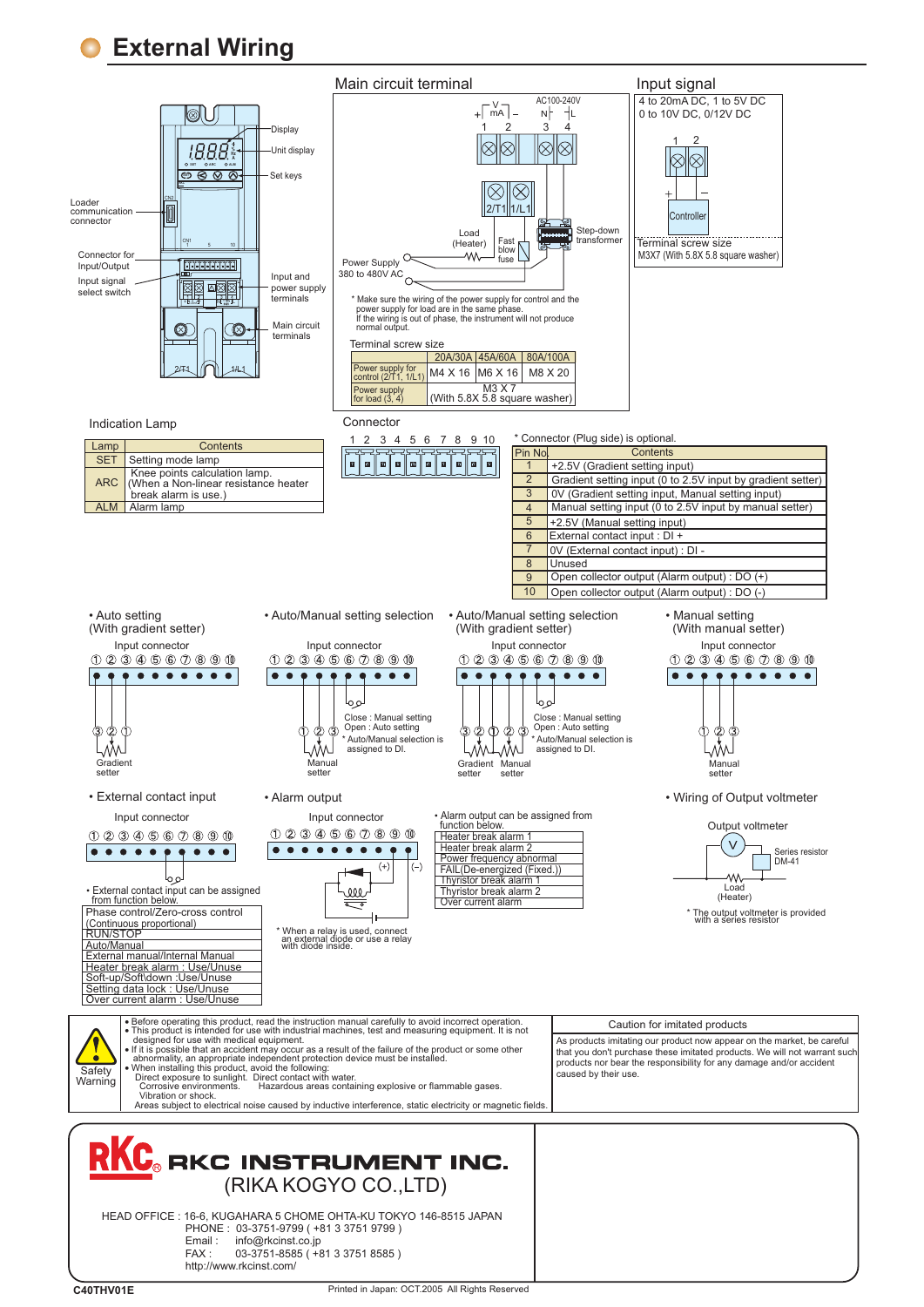# External Wiring

Display

Unit display

Set keys

Loader communication connector

Connector for Input/Output

Input signal select switch

Input and power supply terminals

Main circuit terminals

## Main circuit terminal

V / mA
+ 1 − 2

AC100-240V
N 3 L 4

2/T1 1/L1

Load (Heater)

Fast blow fuse

Step-down transformer

Power Supply 380 to 480V AC

* Make sure the wiring of the power supply for control and the power supply for load are in the same phase. If the wiring is out of phase, the instrument will not produce normal output.

Terminal screw size

| | 20A/30A | 45A/60A | 80A/100A |
|---|---|---|---|
| Power supply for control (2/T1, 1/L1) | M4 X 16 | M6 X 16 | M8 X 20 |
| Power supply for load (3, 4) | M3 X 7 (With 5.8X 5.8 square washer) | | |

## Input signal

4 to 20mA DC, 1 to 5V DC
0 to 10V DC, 0/12V DC

1 2

+ −

Controller

Terminal screw size
M3X7 (With 5.8X 5.8 square washer)

## Indication Lamp

| Lamp | Contents |
|---|---|
| SET | Setting mode lamp |
| ARC | Knee points calculation lamp. (When a Non-linear resistance heater break alarm is use.) |
| ALM | Alarm lamp |

## Connector

1 2 3 4 5 6 7 8 9 10

* Connector (Plug side) is optional.

| Pin No. | Contents |
|---|---|
| 1 | +2.5V (Gradient setting input) |
| 2 | Gradient setting input (0 to 2.5V input by gradient setter) |
| 3 | 0V (Gradient setting input, Manual setting input) |
| 4 | Manual setting input (0 to 2.5V input by manual setter) |
| 5 | +2.5V (Manual setting input) |
| 6 | External contact input : DI + |
| 7 | 0V (External contact input) : DI - |
| 8 | Unused |
| 9 | Open collector output (Alarm output) : DO (+) |
| 10 | Open collector output (Alarm output) : DO (-) |

• Auto setting (With gradient setter)

Input connector

Gradient setter

• Auto/Manual setting selection

Input connector

Close : Manual setting
Open : Auto setting

* Auto/Manual selection is assigned to DI.

Manual setter

• Auto/Manual setting selection (With gradient setter)

Input connector

Close : Manual setting
Open : Auto setting

* Auto/Manual selection is assigned to DI.

Gradient setter

Manual setter

• Manual setting (With manual setter)

Input connector

Manual setter

• External contact input

Input connector

* External contact input can be assigned from function below.

| |
|---|
| Phase control/Zero-cross control (Continuous proportional) |
| RUN/STOP |
| Auto/Manual |
| External manual/Internal Manual |
| Heater break alarm : Use/Unuse |
| Soft-up/Soft\down :Use/Unuse |
| Setting data lock : Use/Unuse |
| Over current alarm : Use/Unuse |

• Alarm output

Input connector

(+) (−)

* When a relay is used, connect an external diode or use a relay with diode inside.

* Alarm output can be assigned from function below.

| |
|---|
| Heater break alarm 1 |
| Heater break alarm 2 |
| Power frequency abnormal |
| FAIL(De-energized (Fixed.)) |
| Thyristor break alarm 1 |
| Thyristor break alarm 2 |
| Over current alarm |

• Wiring of Output voltmeter

Output voltmeter

Series resistor DM-41

Load (Heater)

* The output voltmeter is provided with a series resistor

**Safety Warning**

• Before operating this product, read the instruction manual carefully to avoid incorrect operation.
• This product is intended for use with industrial machines, test and measuring equipment. It is not designed for use with medical equipment.
• If it is possible that an accident may occur as a result of the failure of the product or some other abnormality, an appropriate independent protection device must be installed.
• When installing this product, avoid the following:
 Direct exposure to sunlight. Direct contact with water.
 Corrosive environments. Hazardous areas containing explosive or flammable gases.
 Vibration or shock.
 Areas subject to electrical noise caused by inductive interference, static electricity or magnetic fields.

**Caution for imitated products**

As products imitating our product now appear on the market, be careful that you don't purchase these imitated products. We will not warrant such products nor bear the responsibility for any damage and/or accident caused by their use.

**RKC INSTRUMENT INC.**
(RIKA KOGYO CO.,LTD)

HEAD OFFICE : 16-6, KUGAHARA 5 CHOME OHTA-KU TOKYO 146-8515 JAPAN
PHONE : 03-3751-9799 ( +81 3 3751 9799 )
Email : info@rkcinst.co.jp
FAX : 03-3751-8585 ( +81 3 3751 8585 )
http://www.rkcinst.com/

C40THV01E

Printed in Japan: OCT.2005 All Rights Reserved